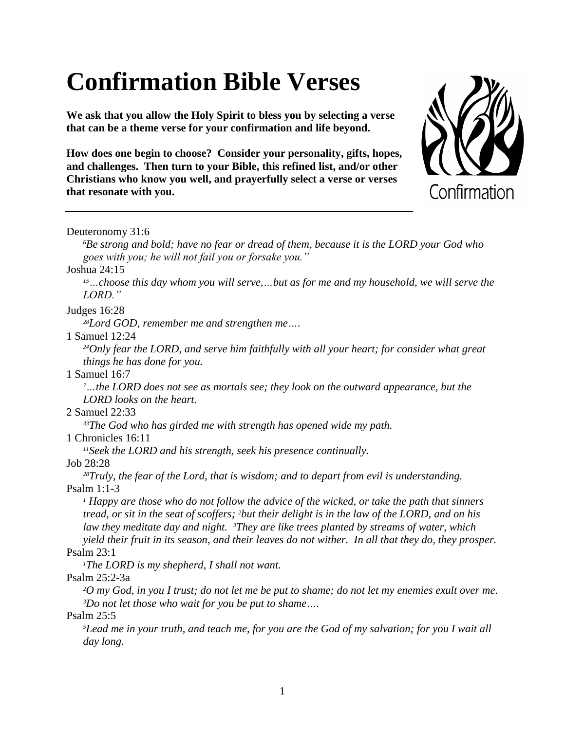# Confirmation Bible Verses

**We ask that you allow the Holy Spirit to bless you by selecting a verse that can be a theme verse for your confirmation and life beyond.**

**How does one begin to choose? Consider your personality, gifts, hopes, and challenges. Then turn to your Bible, this refined list, and/or other Christians who know you well, and prayerfully select a verse or verses that resonate with you.**

Confirmation

---

Deuteronomy 31:6

> *[6]Be strong and bold; have no fear or dread of them, because it is the LORD your God who goes with you; he will not fail you or forsake you."*

Joshua 24:15

> *[15]…choose this day whom you will serve,…but as for me and my household, we will serve the LORD."*

Judges 16:28

> *[28]Lord GOD, remember me and strengthen me….*

1 Samuel 12:24

> *[24]Only fear the LORD, and serve him faithfully with all your heart; for consider what great things he has done for you.*

1 Samuel 16:7

> *[7]…the LORD does not see as mortals see; they look on the outward appearance, but the LORD looks on the heart.*

2 Samuel 22:33

> *[33]The God who has girded me with strength has opened wide my path.*

1 Chronicles 16:11

> *[11]Seek the LORD and his strength, seek his presence continually.*

Job 28:28

> *[28]Truly, the fear of the Lord, that is wisdom; and to depart from evil is understanding.*

Psalm 1:1-3

> *[1] Happy are those who do not follow the advice of the wicked, or take the path that sinners tread, or sit in the seat of scoffers; [2]but their delight is in the law of the LORD, and on his law they meditate day and night. [3]They are like trees planted by streams of water, which yield their fruit in its season, and their leaves do not wither. In all that they do, they prosper.*

Psalm 23:1

> *[1]The LORD is my shepherd, I shall not want.*

Psalm 25:2-3a

> *[2]O my God, in you I trust; do not let me be put to shame; do not let my enemies exult over me. [3]Do not let those who wait for you be put to shame….*

Psalm 25:5

> *[5]Lead me in your truth, and teach me, for you are the God of my salvation; for you I wait all day long.*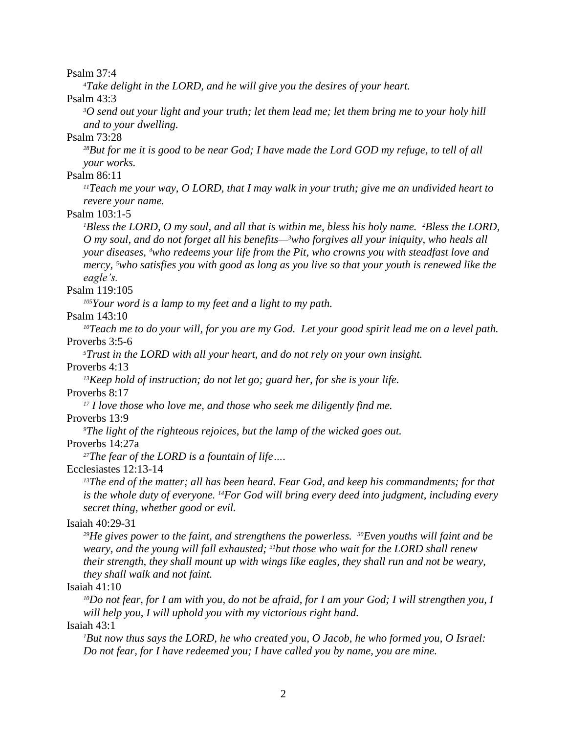Psalm 37:4

*[4]Take delight in the LORD, and he will give you the desires of your heart.*

Psalm 43:3

*[3]O send out your light and your truth; let them lead me; let them bring me to your holy hill and to your dwelling.*

Psalm 73:28

*[28]But for me it is good to be near God; I have made the Lord GOD my refuge, to tell of all your works.*

Psalm 86:11

*[11]Teach me your way, O LORD, that I may walk in your truth; give me an undivided heart to revere your name.*

Psalm 103:1-5

*[1]Bless the LORD, O my soul, and all that is within me, bless his holy name. [2]Bless the LORD, O my soul, and do not forget all his benefits—[3]who forgives all your iniquity, who heals all your diseases, [4]who redeems your life from the Pit, who crowns you with steadfast love and mercy, [5]who satisfies you with good as long as you live so that your youth is renewed like the eagle's.*

Psalm 119:105

*[105]Your word is a lamp to my feet and a light to my path.*

Psalm 143:10

*[10]Teach me to do your will, for you are my God. Let your good spirit lead me on a level path.*

Proverbs 3:5-6

*[5]Trust in the LORD with all your heart, and do not rely on your own insight.*

Proverbs 4:13

*[13]Keep hold of instruction; do not let go; guard her, for she is your life.*

Proverbs 8:17

*[17] I love those who love me, and those who seek me diligently find me.*

Proverbs 13:9

*[9]The light of the righteous rejoices, but the lamp of the wicked goes out.*

Proverbs 14:27a

*[27]The fear of the LORD is a fountain of life….*

Ecclesiastes 12:13-14

*[13]The end of the matter; all has been heard. Fear God, and keep his commandments; for that is the whole duty of everyone. [14]For God will bring every deed into judgment, including every secret thing, whether good or evil.*

Isaiah 40:29-31

*[29]He gives power to the faint, and strengthens the powerless. [30]Even youths will faint and be weary, and the young will fall exhausted; [31]but those who wait for the LORD shall renew their strength, they shall mount up with wings like eagles, they shall run and not be weary, they shall walk and not faint.*

Isaiah 41:10

*[10]Do not fear, for I am with you, do not be afraid, for I am your God; I will strengthen you, I will help you, I will uphold you with my victorious right hand.*

Isaiah 43:1

*[1]But now thus says the LORD, he who created you, O Jacob, he who formed you, O Israel: Do not fear, for I have redeemed you; I have called you by name, you are mine.*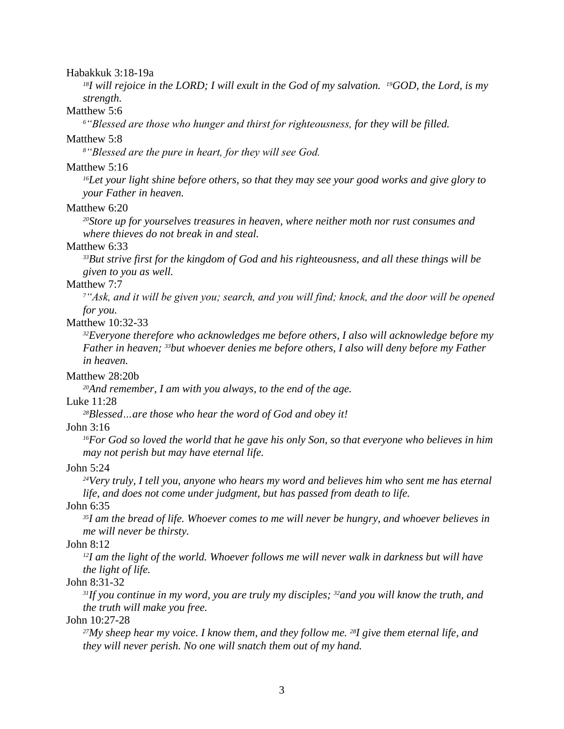Habakkuk 3:18-19a

*[18]I will rejoice in the LORD; I will exult in the God of my salvation. [19]GOD, the Lord, is my strength.*

Matthew 5:6

*[6]"Blessed are those who hunger and thirst for righteousness, for they will be filled.*

Matthew 5:8

*[8]"Blessed are the pure in heart, for they will see God.*

Matthew 5:16

*[16]Let your light shine before others, so that they may see your good works and give glory to your Father in heaven.*

Matthew 6:20

*[20]Store up for yourselves treasures in heaven, where neither moth nor rust consumes and where thieves do not break in and steal.*

Matthew 6:33

*[33]But strive first for the kingdom of God and his righteousness, and all these things will be given to you as well.*

Matthew 7:7

*[7]"Ask, and it will be given you; search, and you will find; knock, and the door will be opened for you.*

Matthew 10:32-33

*[32]Everyone therefore who acknowledges me before others, I also will acknowledge before my Father in heaven; [33]but whoever denies me before others, I also will deny before my Father in heaven.*

Matthew 28:20b

*[20]And remember, I am with you always, to the end of the age.*

Luke 11:28

*[28]Blessed…are those who hear the word of God and obey it!*

John 3:16

*[16]For God so loved the world that he gave his only Son, so that everyone who believes in him may not perish but may have eternal life.*

John 5:24

*[24]Very truly, I tell you, anyone who hears my word and believes him who sent me has eternal life, and does not come under judgment, but has passed from death to life.*

John 6:35

*[35]I am the bread of life. Whoever comes to me will never be hungry, and whoever believes in me will never be thirsty.*

John 8:12

*[12]I am the light of the world. Whoever follows me will never walk in darkness but will have the light of life.*

John 8:31-32

*[31]If you continue in my word, you are truly my disciples; [32]and you will know the truth, and the truth will make you free.*

John 10:27-28

*[27]My sheep hear my voice. I know them, and they follow me. [28]I give them eternal life, and they will never perish. No one will snatch them out of my hand.*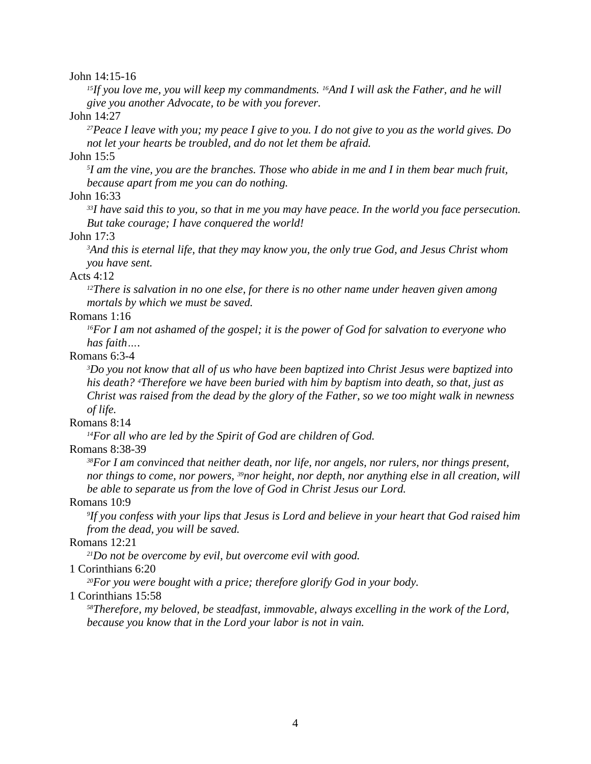John 14:15-16

*[15]If you love me, you will keep my commandments. [16]And I will ask the Father, and he will give you another Advocate, to be with you forever.*

John 14:27

*[27]Peace I leave with you; my peace I give to you. I do not give to you as the world gives. Do not let your hearts be troubled, and do not let them be afraid.*

John 15:5

*[5]I am the vine, you are the branches. Those who abide in me and I in them bear much fruit, because apart from me you can do nothing.*

John 16:33

*[33]I have said this to you, so that in me you may have peace. In the world you face persecution. But take courage; I have conquered the world!*

John 17:3

*[3]And this is eternal life, that they may know you, the only true God, and Jesus Christ whom you have sent.*

Acts 4:12

*[12]There is salvation in no one else, for there is no other name under heaven given among mortals by which we must be saved.*

Romans 1:16

*[16]For I am not ashamed of the gospel; it is the power of God for salvation to everyone who has faith….*

Romans 6:3-4

*[3]Do you not know that all of us who have been baptized into Christ Jesus were baptized into his death? [4]Therefore we have been buried with him by baptism into death, so that, just as Christ was raised from the dead by the glory of the Father, so we too might walk in newness of life.*

Romans 8:14

*[14]For all who are led by the Spirit of God are children of God.*

Romans 8:38-39

*[38]For I am convinced that neither death, nor life, nor angels, nor rulers, nor things present, nor things to come, nor powers, [39]nor height, nor depth, nor anything else in all creation, will be able to separate us from the love of God in Christ Jesus our Lord.*

Romans 10:9

*[9]If you confess with your lips that Jesus is Lord and believe in your heart that God raised him from the dead, you will be saved.*

Romans 12:21

*[21]Do not be overcome by evil, but overcome evil with good.*

1 Corinthians 6:20

*[20]For you were bought with a price; therefore glorify God in your body.*

1 Corinthians 15:58

*[58]Therefore, my beloved, be steadfast, immovable, always excelling in the work of the Lord, because you know that in the Lord your labor is not in vain.*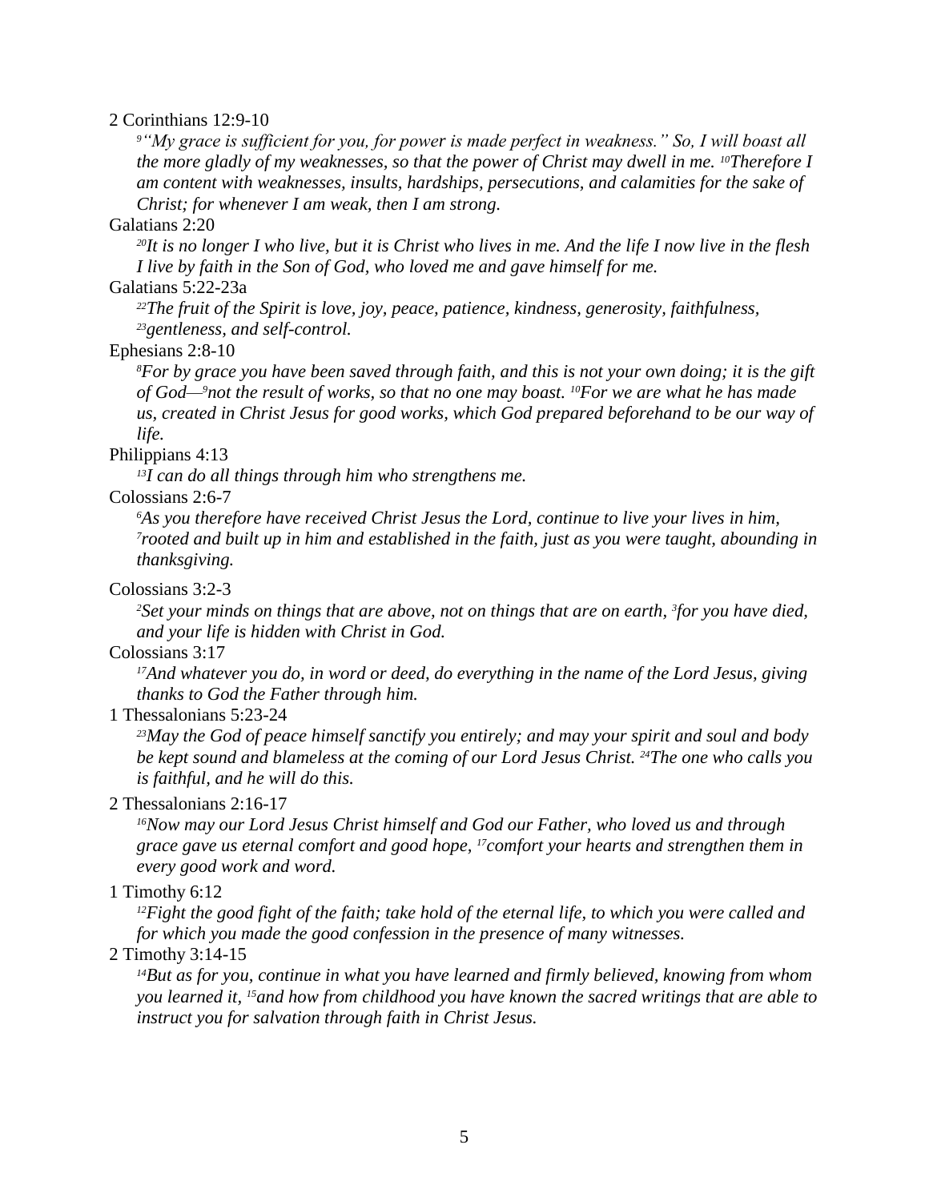2 Corinthians 12:9-10

*[9]"My grace is sufficient for you, for power is made perfect in weakness." So, I will boast all the more gladly of my weaknesses, so that the power of Christ may dwell in me. [10]Therefore I am content with weaknesses, insults, hardships, persecutions, and calamities for the sake of Christ; for whenever I am weak, then I am strong.*

Galatians 2:20

*[20]It is no longer I who live, but it is Christ who lives in me. And the life I now live in the flesh I live by faith in the Son of God, who loved me and gave himself for me.*

Galatians 5:22-23a

*[22]The fruit of the Spirit is love, joy, peace, patience, kindness, generosity, faithfulness, [23]gentleness, and self-control.*

Ephesians 2:8-10

*[8]For by grace you have been saved through faith, and this is not your own doing; it is the gift of God—[9]not the result of works, so that no one may boast. [10]For we are what he has made us, created in Christ Jesus for good works, which God prepared beforehand to be our way of life.*

Philippians 4:13

*[13]I can do all things through him who strengthens me.*

Colossians 2:6-7

*[6]As you therefore have received Christ Jesus the Lord, continue to live your lives in him, [7]rooted and built up in him and established in the faith, just as you were taught, abounding in thanksgiving.*

Colossians 3:2-3

*[2]Set your minds on things that are above, not on things that are on earth, [3]for you have died, and your life is hidden with Christ in God.*

Colossians 3:17

*[17]And whatever you do, in word or deed, do everything in the name of the Lord Jesus, giving thanks to God the Father through him.*

1 Thessalonians 5:23-24

*[23]May the God of peace himself sanctify you entirely; and may your spirit and soul and body be kept sound and blameless at the coming of our Lord Jesus Christ. [24]The one who calls you is faithful, and he will do this.*

2 Thessalonians 2:16-17

*[16]Now may our Lord Jesus Christ himself and God our Father, who loved us and through grace gave us eternal comfort and good hope, [17]comfort your hearts and strengthen them in every good work and word.*

1 Timothy 6:12

*[12]Fight the good fight of the faith; take hold of the eternal life, to which you were called and for which you made the good confession in the presence of many witnesses.*

2 Timothy 3:14-15

*[14]But as for you, continue in what you have learned and firmly believed, knowing from whom you learned it, [15]and how from childhood you have known the sacred writings that are able to instruct you for salvation through faith in Christ Jesus.*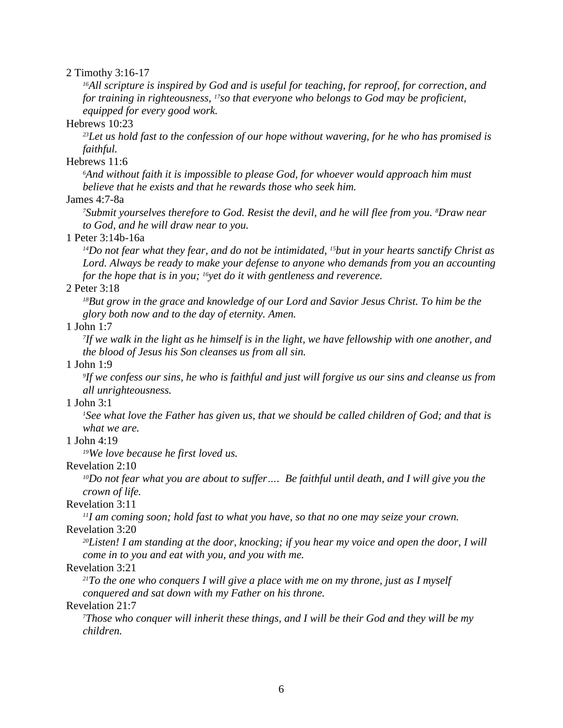2 Timothy 3:16-17

*[16]All scripture is inspired by God and is useful for teaching, for reproof, for correction, and for training in righteousness, [17]so that everyone who belongs to God may be proficient, equipped for every good work.*

Hebrews 10:23

*[23]Let us hold fast to the confession of our hope without wavering, for he who has promised is faithful.*

Hebrews 11:6

*[6]And without faith it is impossible to please God, for whoever would approach him must believe that he exists and that he rewards those who seek him.*

James 4:7-8a

*[7]Submit yourselves therefore to God. Resist the devil, and he will flee from you. [8]Draw near to God, and he will draw near to you.*

1 Peter 3:14b-16a

*[14]Do not fear what they fear, and do not be intimidated, [15]but in your hearts sanctify Christ as Lord. Always be ready to make your defense to anyone who demands from you an accounting for the hope that is in you; [16]yet do it with gentleness and reverence.*

2 Peter 3:18

*[18]But grow in the grace and knowledge of our Lord and Savior Jesus Christ. To him be the glory both now and to the day of eternity. Amen.*

1 John 1:7

*[7]If we walk in the light as he himself is in the light, we have fellowship with one another, and the blood of Jesus his Son cleanses us from all sin.*

1 John 1:9

*[9]If we confess our sins, he who is faithful and just will forgive us our sins and cleanse us from all unrighteousness.*

1 John 3:1

*[1]See what love the Father has given us, that we should be called children of God; and that is what we are.*

1 John 4:19

*[19]We love because he first loved us.*

Revelation 2:10

*[10]Do not fear what you are about to suffer…. Be faithful until death, and I will give you the crown of life.*

Revelation 3:11

*[11]I am coming soon; hold fast to what you have, so that no one may seize your crown.*

Revelation 3:20

*[20]Listen! I am standing at the door, knocking; if you hear my voice and open the door, I will come in to you and eat with you, and you with me.*

Revelation 3:21

*[21]To the one who conquers I will give a place with me on my throne, just as I myself conquered and sat down with my Father on his throne.*

Revelation 21:7

*[7]Those who conquer will inherit these things, and I will be their God and they will be my children.*